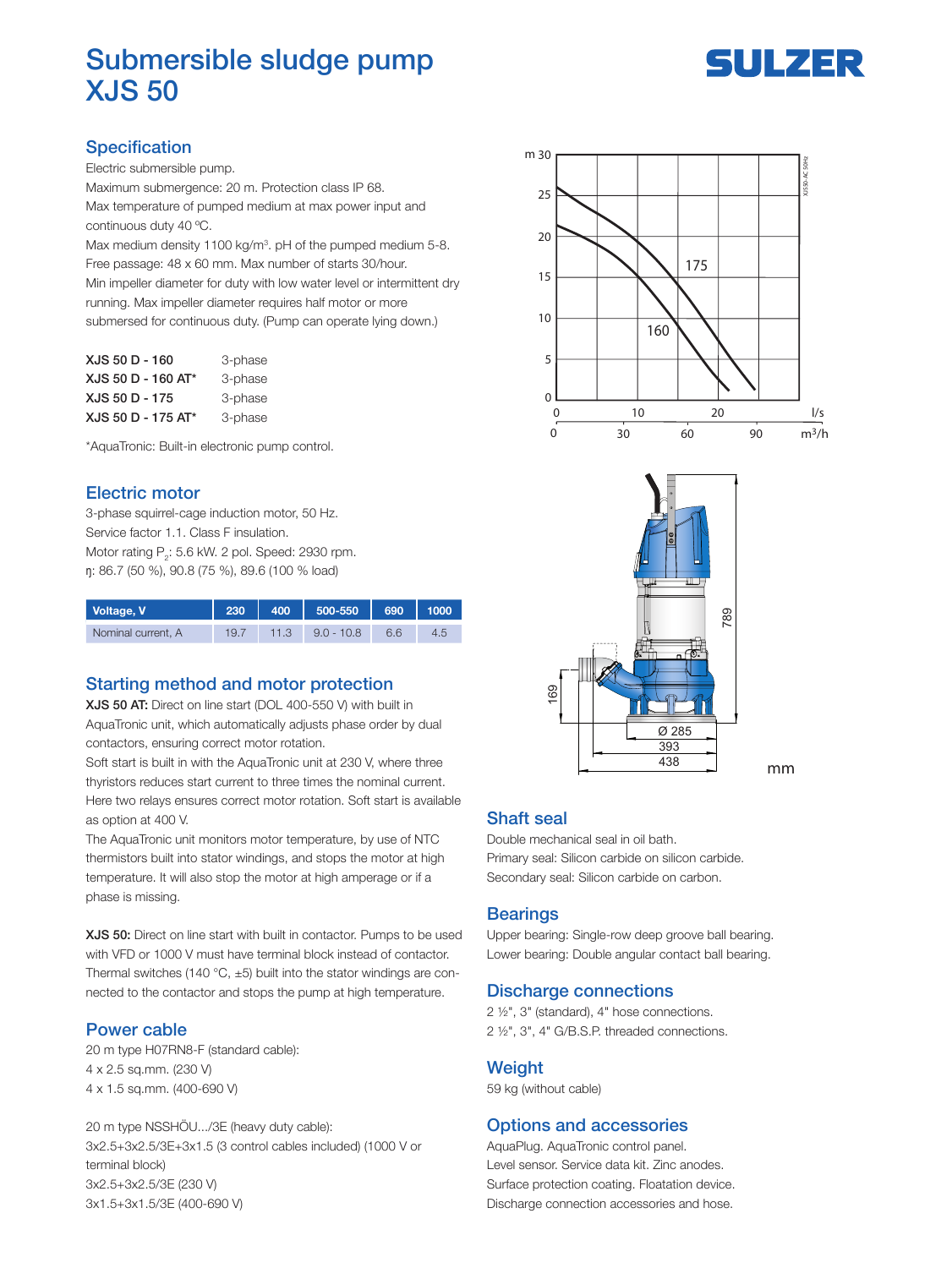# Submersible sludge pump XJS 50

SULZER

## Specification

Electric submersible pump.
Maximum submergence: 20 m. Protection class IP 68.
Max temperature of pumped medium at max power input and continuous duty 40 ºC.
Max medium density 1100 kg/m³. pH of the pumped medium 5-8.
Free passage: 48 x 60 mm. Max number of starts 30/hour.
Min impeller diameter for duty with low water level or intermittent dry running. Max impeller diameter requires half motor or more submersed for continuous duty. (Pump can operate lying down.)

| | |
|---|---|
| **XJS 50 D - 160** | 3-phase |
| **XJS 50 D - 160 AT*** | 3-phase |
| **XJS 50 D - 175** | 3-phase |
| **XJS 50 D - 175 AT*** | 3-phase |

*AquaTronic: Built-in electronic pump control.

## Electric motor

3-phase squirrel-cage induction motor, 50 Hz.
Service factor 1.1. Class F insulation.
Motor rating $P_2$: 5.6 kW. 2 pol. Speed: 2930 rpm.
η: 86.7 (50 %), 90.8 (75 %), 89.6 (100 % load)

| Voltage, V | 230 | 400 | 500-550 | 690 | 1000 |
|---|---|---|---|---|---|
| Nominal current, A | 19.7 | 11.3 | 9.0 - 10.8 | 6.6 | 4.5 |

## Starting method and motor protection

**XJS 50 AT:** Direct on line start (DOL 400-550 V) with built in AquaTronic unit, which automatically adjusts phase order by dual contactors, ensuring correct motor rotation.
Soft start is built in with the AquaTronic unit at 230 V, where three thyristors reduces start current to three times the nominal current. Here two relays ensures correct motor rotation. Soft start is available as option at 400 V.
The AquaTronic unit monitors motor temperature, by use of NTC thermistors built into stator windings, and stops the motor at high temperature. It will also stop the motor at high amperage or if a phase is missing.

**XJS 50:** Direct on line start with built in contactor. Pumps to be used with VFD or 1000 V must have terminal block instead of contactor. Thermal switches (140 °C, ±5) built into the stator windings are connected to the contactor and stops the pump at high temperature.

## Power cable

20 m type H07RN8-F (standard cable):
4 x 2.5 sq.mm. (230 V)
4 x 1.5 sq.mm. (400-690 V)

20 m type NSSHÖU.../3E (heavy duty cable):
3x2.5+3x2.5/3E+3x1.5 (3 control cables included) (1000 V or terminal block)
3x2.5+3x2.5/3E (230 V)
3x1.5+3x1.5/3E (400-690 V)

## Shaft seal

Double mechanical seal in oil bath.
Primary seal: Silicon carbide on silicon carbide.
Secondary seal: Silicon carbide on carbon.

## Bearings

Upper bearing: Single-row deep groove ball bearing.
Lower bearing: Double angular contact ball bearing.

## Discharge connections

2 ½", 3" (standard), 4" hose connections.
2 ½", 3", 4" G/B.S.P. threaded connections.

## Weight

59 kg (without cable)

## Options and accessories

AquaPlug. AquaTronic control panel.
Level sensor. Service data kit. Zinc anodes.
Surface protection coating. Floatation device.
Discharge connection accessories and hose.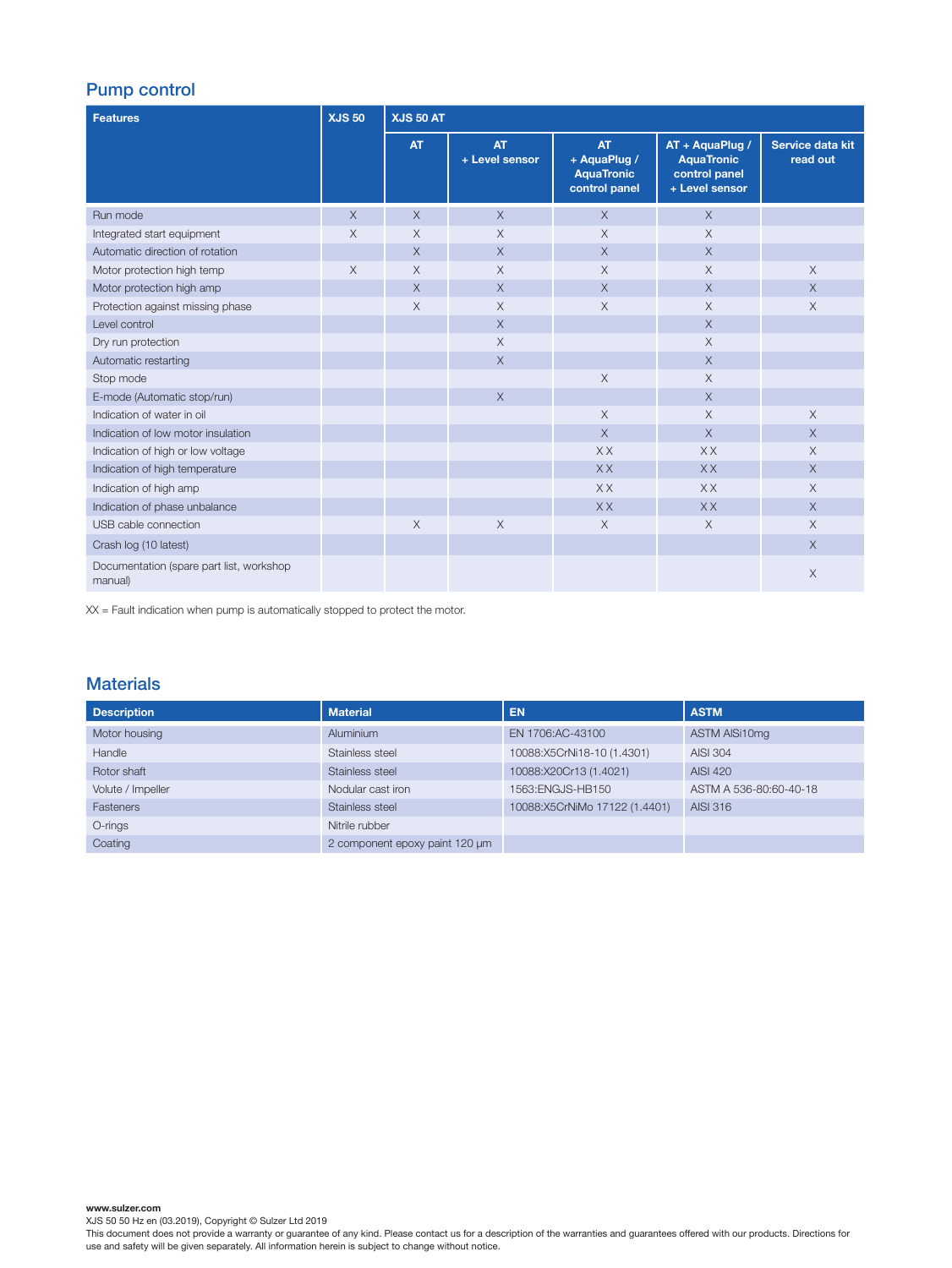## Pump control

| Features | XJS 50 | XJS 50 AT | | | | |
|---|---|---|---|---|---|---|
| | | AT | AT + Level sensor | AT + AquaPlug / AquaTronic control panel | AT + AquaPlug / AquaTronic control panel + Level sensor | Service data kit read out |
| Run mode | X | X | X | X | X | |
| Integrated start equipment | X | X | X | X | X | |
| Automatic direction of rotation | | X | X | X | X | |
| Motor protection high temp | X | X | X | X | X | X |
| Motor protection high amp | | X | X | X | X | X |
| Protection against missing phase | | X | X | X | X | X |
| Level control | | | X | | X | |
| Dry run protection | | | X | | X | |
| Automatic restarting | | | X | | X | |
| Stop mode | | | | X | X | |
| E-mode (Automatic stop/run) | | | X | | X | |
| Indication of water in oil | | | | X | X | X |
| Indication of low motor insulation | | | | X | X | X |
| Indication of high or low voltage | | | | XX | XX | X |
| Indication of high temperature | | | | XX | XX | X |
| Indication of high amp | | | | XX | XX | X |
| Indication of phase unbalance | | | | XX | XX | X |
| USB cable connection | | X | X | X | X | X |
| Crash log (10 latest) | | | | | | X |
| Documentation (spare part list, workshop manual) | | | | | | X |

XX = Fault indication when pump is automatically stopped to protect the motor.

## Materials

| Description | Material | EN | ASTM |
|---|---|---|---|
| Motor housing | Aluminium | EN 1706:AC-43100 | ASTM AlSi10mg |
| Handle | Stainless steel | 10088:X5CrNi18-10 (1.4301) | AISI 304 |
| Rotor shaft | Stainless steel | 10088:X20Cr13 (1.4021) | AISI 420 |
| Volute / Impeller | Nodular cast iron | 1563:ENGJS-HB150 | ASTM A 536-80:60-40-18 |
| Fasteners | Stainless steel | 10088:X5CrNiMo 17122 (1.4401) | AISI 316 |
| O-rings | Nitrile rubber | | |
| Coating | 2 component epoxy paint 120 µm | | |

**www.sulzer.com**

XJS 50 50 Hz en (03.2019), Copyright © Sulzer Ltd 2019

This document does not provide a warranty or guarantee of any kind. Please contact us for a description of the warranties and guarantees offered with our products. Directions for use and safety will be given separately. All information herein is subject to change without notice.